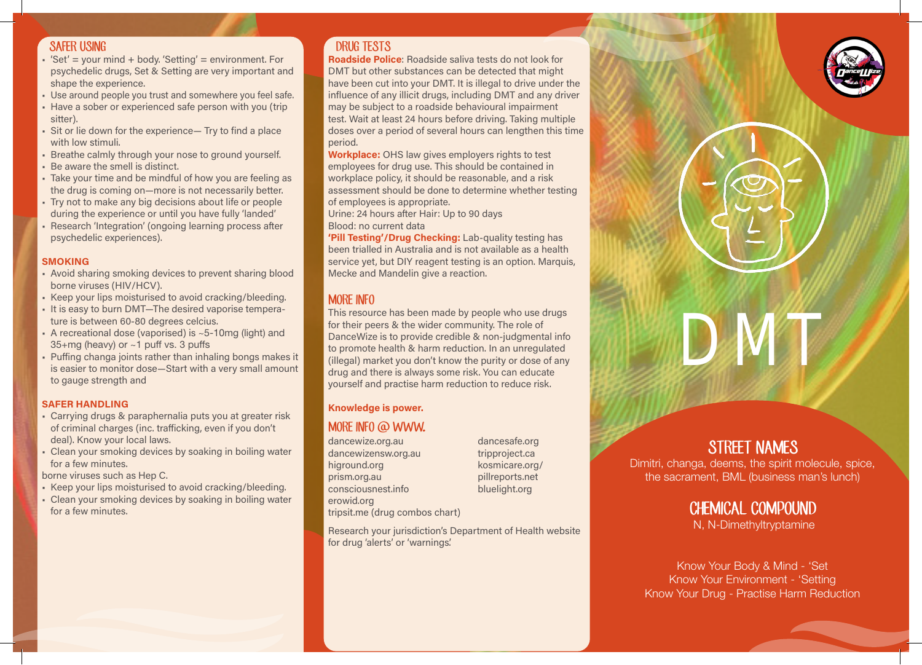## SAFER USING

- 'Set' = your mind + body. 'Setting' = environment. For psychedelic drugs, Set & Setting are very important and shape the experience.
- Use around people you trust and somewhere you feel safe.
- Have a sober or experienced safe person with you (trip sitter).
- Sit or lie down for the experience— Try to find a place with low stimuli.
- Breathe calmly through your nose to ground yourself.
- Be aware the smell is distinct.
- Take your time and be mindful of how you are feeling as the drug is coming on—more is not necessarily better.
- Try not to make any big decisions about life or people during the experience or until you have fully 'landed'
- Research 'Integration' (ongoing learning process after psychedelic experiences).

**SMOKING**

- Avoid sharing smoking devices to prevent sharing blood borne viruses (HIV/HCV).
- Keep your lips moisturised to avoid cracking/bleeding.
- It is easy to burn DMT—The desired vaporise temperature is between 60-80 degrees celcius.
- A recreational dose (vaporised) is ~5-10mg (light) and 35+mg (heavy) or ~1 puff vs. 3 puffs
- Puffing changa joints rather than inhaling bongs makes it is easier to monitor dose—Start with a very small amount to gauge strength and

**SAFER HANDLING**

- Carrying drugs & paraphernalia puts you at greater risk of criminal charges (inc. trafficking, even if you don't deal). Know your local laws.
- Clean your smoking devices by soaking in boiling water for a few minutes.

borne viruses such as Hep C.

- Keep your lips moisturised to avoid cracking/bleeding.
- Clean your smoking devices by soaking in boiling water for a few minutes.

## DRUG TESTS

**Roadside Police**: Roadside saliva tests do not look for DMT but other substances can be detected that might have been cut into your DMT. It is illegal to drive under the influence of any illicit drugs, including DMT and any driver may be subject to a roadside behavioural impairment test. Wait at least 24 hours before driving. Taking multiple doses over a period of several hours can lengthen this time period.

**Workplace:** OHS law gives employers rights to test employees for drug use. This should be contained in workplace policy, it should be reasonable, and a risk assessment should be done to determine whether testing of employees is appropriate.

Urine: 24 hours after Hair: Up to 90 days

Blood: no current data

**'Pill Testing'/Drug Checking:** Lab-quality testing has been trialled in Australia and is not available as a health service yet, but DIY reagent testing is an option. Marquis, Mecke and Mandelin give a reaction.

## MORE INFO

This resource has been made by people who use drugs for their peers & the wider community. The role of DanceWize is to provide credible & non-judgmental info to promote health & harm reduction. In an unregulated (illegal) market you don't know the purity or dose of any drug and there is always some risk. You can educate yourself and practise harm reduction to reduce risk.

**Knowledge is power.**

## MORE INFO @ WWW.

dancewize.org.au
dancewizensw.org.au
higround.org
prism.org.au
consciousnest.info
erowid.org
tripsit.me (drug combos chart)
dancesafe.org
tripproject.ca
kosmicare.org/
pillreports.net
bluelight.org

Research your jurisdiction's Department of Health website for drug 'alerts' or 'warnings'.

# DMT

## STREET NAMES

Dimitri, changa, deems, the spirit molecule, spice, the sacrament, BML (business man's lunch)

## CHEMICAL COMPOUND

N, N-Dimethyltryptamine

Know Your Body & Mind - 'Set
Know Your Environment - 'Setting
Know Your Drug - Practise Harm Reduction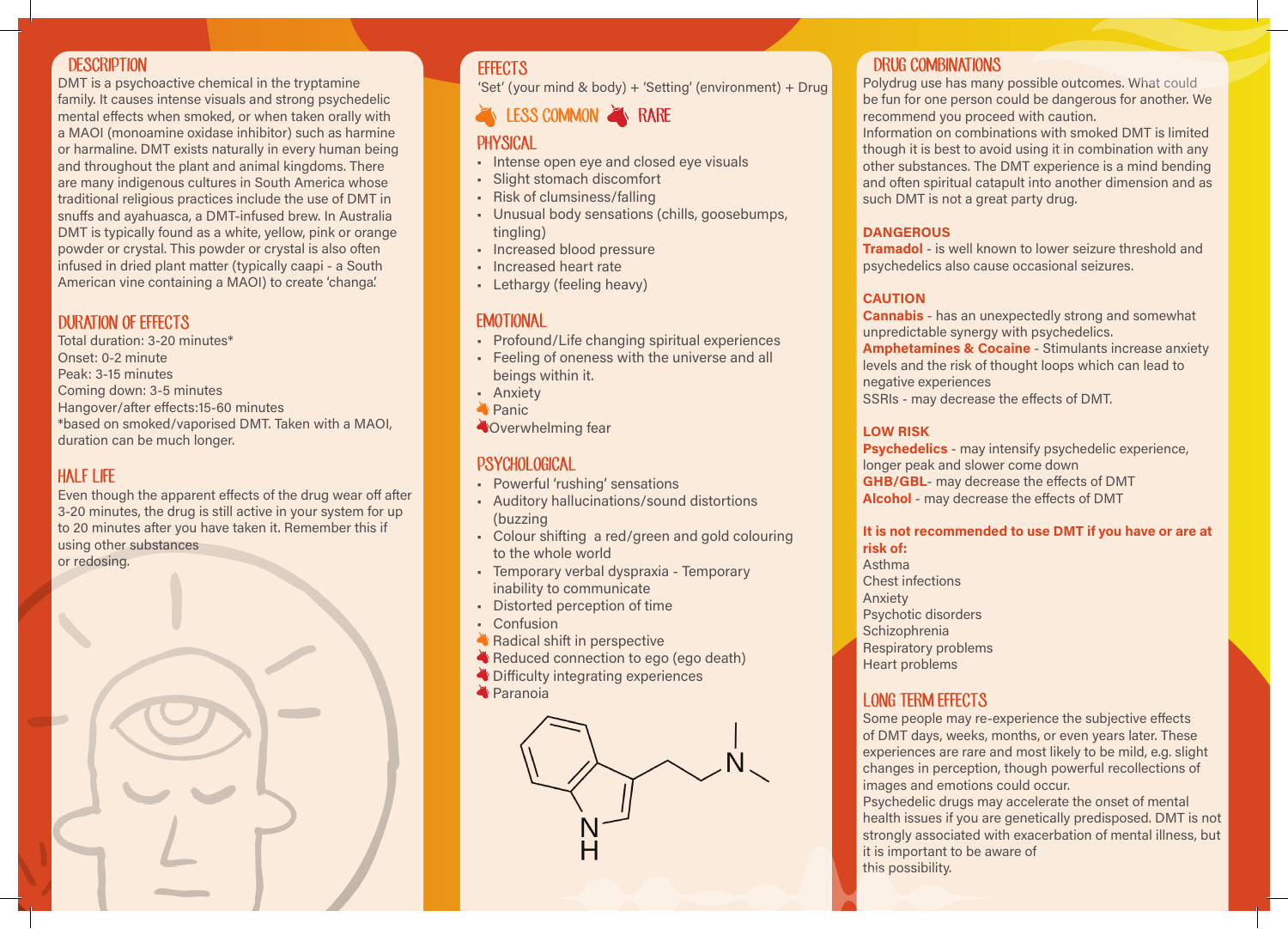## DESCRIPTION

DMT is a psychoactive chemical in the tryptamine family. It causes intense visuals and strong psychedelic mental effects when smoked, or when taken orally with a MAOI (monoamine oxidase inhibitor) such as harmine or harmaline. DMT exists naturally in every human being and throughout the plant and animal kingdoms. There are many indigenous cultures in South America whose traditional religious practices include the use of DMT in snuffs and ayahuasca, a DMT-infused brew. In Australia DMT is typically found as a white, yellow, pink or orange powder or crystal. This powder or crystal is also often infused in dried plant matter (typically caapi - a South American vine containing a MAOI) to create 'changa'.

## DURATION OF EFFECTS

Total duration: 3-20 minutes*
Onset: 0-2 minute
Peak: 3-15 minutes
Coming down: 3-5 minutes
Hangover/after effects:15-60 minutes
*based on smoked/vaporised DMT. Taken with a MAOI, duration can be much longer.

## HALF LIFE

Even though the apparent effects of the drug wear off after 3-20 minutes, the drug is still active in your system for up to 20 minutes after you have taken it. Remember this if using other substances or redosing.

## EFFECTS

'Set' (your mind & body) + 'Setting' (environment) + Drug

LESS COMMON RARE

### PHYSICAL

- Intense open eye and closed eye visuals
- Slight stomach discomfort
- Risk of clumsiness/falling
- Unusual body sensations (chills, goosebumps, tingling)
- Increased blood pressure
- Increased heart rate
- Lethargy (feeling heavy)

### EMOTIONAL

- Profound/Life changing spiritual experiences
- Feeling of oneness with the universe and all beings within it.
- Anxiety
- Panic
- Overwhelming fear

### PSYCHOLOGICAL

- Powerful 'rushing' sensations
- Auditory hallucinations/sound distortions (buzzing
- Colour shifting a red/green and gold colouring to the whole world
- Temporary verbal dyspraxia - Temporary inability to communicate
- Distorted perception of time
- Confusion
- Radical shift in perspective
- Reduced connection to ego (ego death)
- Difficulty integrating experiences
- Paranoia

## DRUG COMBINATIONS

Polydrug use has many possible outcomes. What could be fun for one person could be dangerous for another. We recommend you proceed with caution.
Information on combinations with smoked DMT is limited though it is best to avoid using it in combination with any other substances. The DMT experience is a mind bending and often spiritual catapult into another dimension and as such DMT is not a great party drug.

**DANGEROUS**
**Tramadol** - is well known to lower seizure threshold and psychedelics also cause occasional seizures.

**CAUTION**
**Cannabis** - has an unexpectedly strong and somewhat unpredictable synergy with psychedelics.
**Amphetamines & Cocaine** - Stimulants increase anxiety levels and the risk of thought loops which can lead to negative experiences
SSRIs - may decrease the effects of DMT.

**LOW RISK**
**Psychedelics** - may intensify psychedelic experience, longer peak and slower come down
**GHB/GBL**- may decrease the effects of DMT
**Alcohol** - may decrease the effects of DMT

**It is not recommended to use DMT if you have or are at risk of:**
Asthma
Chest infections
Anxiety
Psychotic disorders
Schizophrenia
Respiratory problems
Heart problems

## LONG TERM EFFECTS

Some people may re-experience the subjective effects of DMT days, weeks, months, or even years later. These experiences are rare and most likely to be mild, e.g. slight changes in perception, though powerful recollections of images and emotions could occur.
Psychedelic drugs may accelerate the onset of mental health issues if you are genetically predisposed. DMT is not strongly associated with exacerbation of mental illness, but it is important to be aware of this possibility.